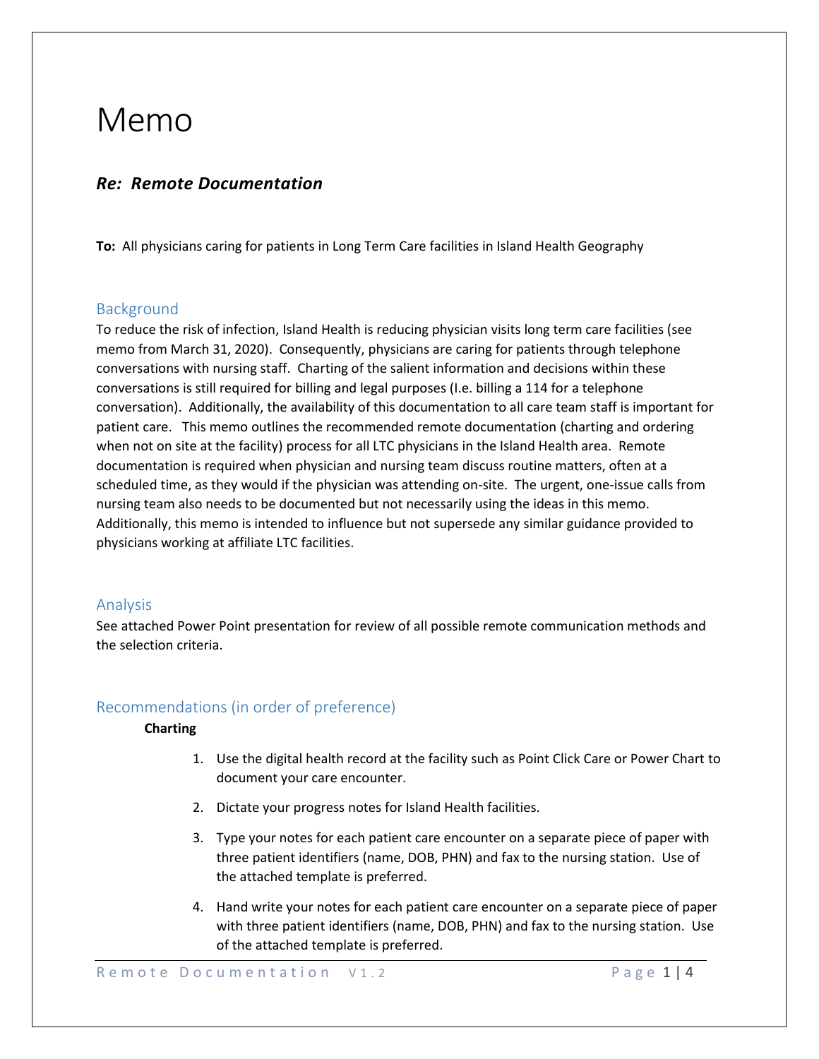# Memo

### ***Re: Remote Documentation***

**To:** All physicians caring for patients in Long Term Care facilities in Island Health Geography

## Background

To reduce the risk of infection, Island Health is reducing physician visits long term care facilities (see memo from March 31, 2020). Consequently, physicians are caring for patients through telephone conversations with nursing staff. Charting of the salient information and decisions within these conversations is still required for billing and legal purposes (I.e. billing a 114 for a telephone conversation). Additionally, the availability of this documentation to all care team staff is important for patient care. This memo outlines the recommended remote documentation (charting and ordering when not on site at the facility) process for all LTC physicians in the Island Health area. Remote documentation is required when physician and nursing team discuss routine matters, often at a scheduled time, as they would if the physician was attending on-site. The urgent, one-issue calls from nursing team also needs to be documented but not necessarily using the ideas in this memo. Additionally, this memo is intended to influence but not supersede any similar guidance provided to physicians working at affiliate LTC facilities.

## Analysis

See attached Power Point presentation for review of all possible remote communication methods and the selection criteria.

## Recommendations (in order of preference)

**Charting**

1. Use the digital health record at the facility such as Point Click Care or Power Chart to document your care encounter.
2. Dictate your progress notes for Island Health facilities.
3. Type your notes for each patient care encounter on a separate piece of paper with three patient identifiers (name, DOB, PHN) and fax to the nursing station. Use of the attached template is preferred.
4. Hand write your notes for each patient care encounter on a separate piece of paper with three patient identifiers (name, DOB, PHN) and fax to the nursing station. Use of the attached template is preferred.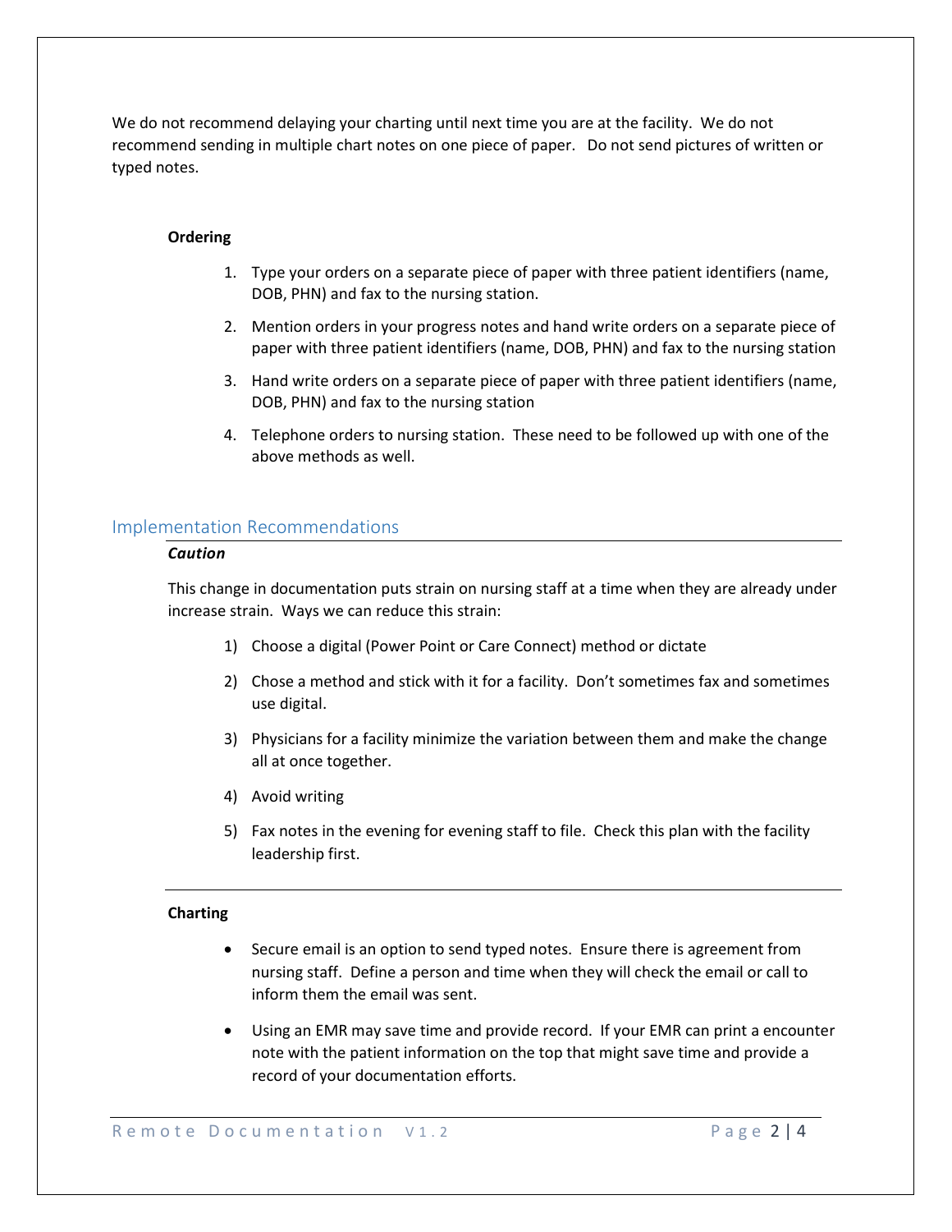We do not recommend delaying your charting until next time you are at the facility. We do not recommend sending in multiple chart notes on one piece of paper. Do not send pictures of written or typed notes.

**Ordering**

1. Type your orders on a separate piece of paper with three patient identifiers (name, DOB, PHN) and fax to the nursing station.
2. Mention orders in your progress notes and hand write orders on a separate piece of paper with three patient identifiers (name, DOB, PHN) and fax to the nursing station
3. Hand write orders on a separate piece of paper with three patient identifiers (name, DOB, PHN) and fax to the nursing station
4. Telephone orders to nursing station. These need to be followed up with one of the above methods as well.

## Implementation Recommendations

***Caution***

This change in documentation puts strain on nursing staff at a time when they are already under increase strain. Ways we can reduce this strain:

1) Choose a digital (Power Point or Care Connect) method or dictate
2) Chose a method and stick with it for a facility. Don't sometimes fax and sometimes use digital.
3) Physicians for a facility minimize the variation between them and make the change all at once together.
4) Avoid writing
5) Fax notes in the evening for evening staff to file. Check this plan with the facility leadership first.

**Charting**

- Secure email is an option to send typed notes. Ensure there is agreement from nursing staff. Define a person and time when they will check the email or call to inform them the email was sent.
- Using an EMR may save time and provide record. If your EMR can print a encounter note with the patient information on the top that might save time and provide a record of your documentation efforts.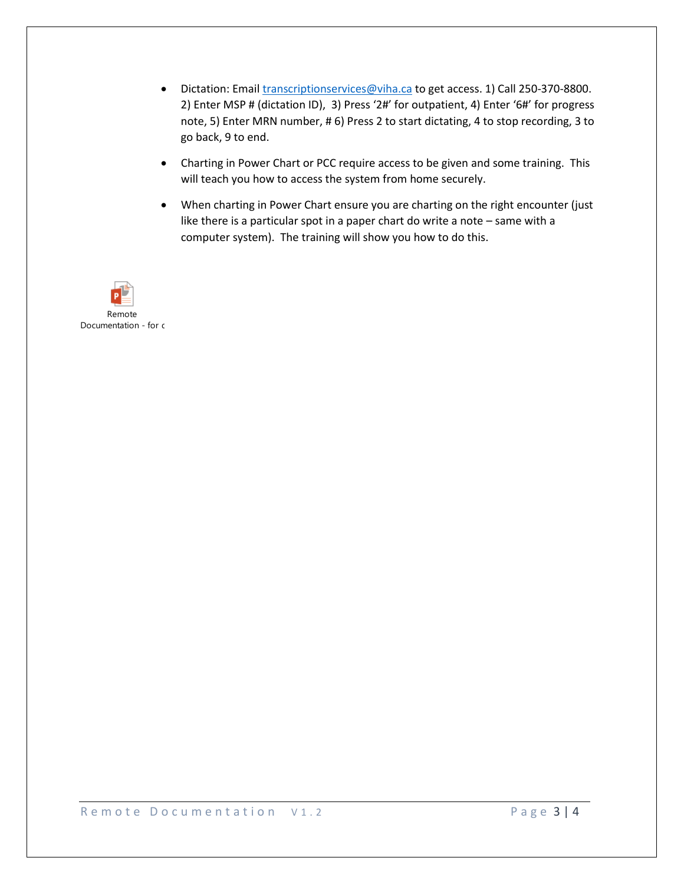- Dictation: Email transcriptionservices@viha.ca to get access. 1) Call 250-370-8800. 2) Enter MSP # (dictation ID), 3) Press '2#' for outpatient, 4) Enter '6#' for progress note, 5) Enter MRN number, # 6) Press 2 to start dictating, 4 to stop recording, 3 to go back, 9 to end.
- Charting in Power Chart or PCC require access to be given and some training. This will teach you how to access the system from home securely.
- When charting in Power Chart ensure you are charting on the right encounter (just like there is a particular spot in a paper chart do write a note – same with a computer system). The training will show you how to do this.

Remote Documentation - for c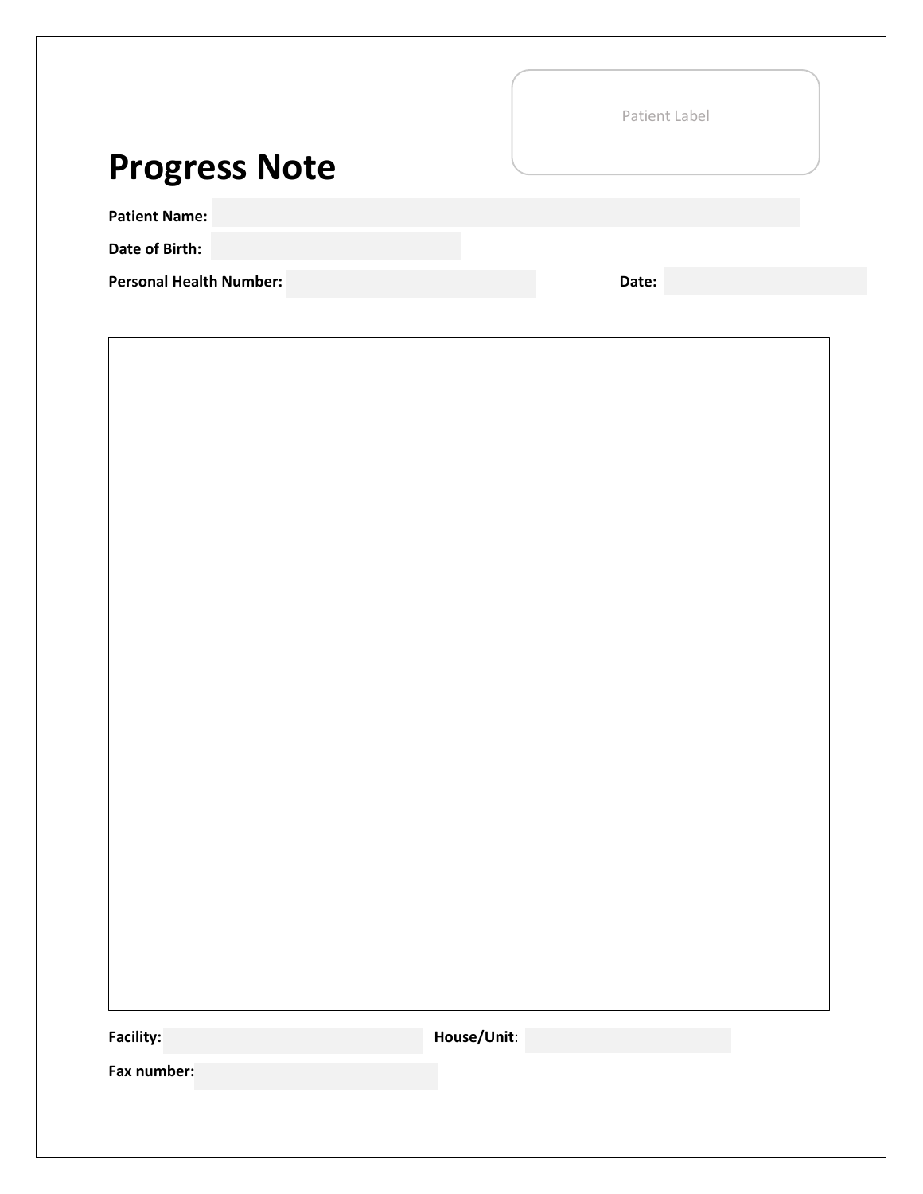Patient Label

# Progress Note

**Patient Name:**

**Date of Birth:**

**Personal Health Number:** **Date:**

**Facility:** **House/Unit:**

**Fax number:**